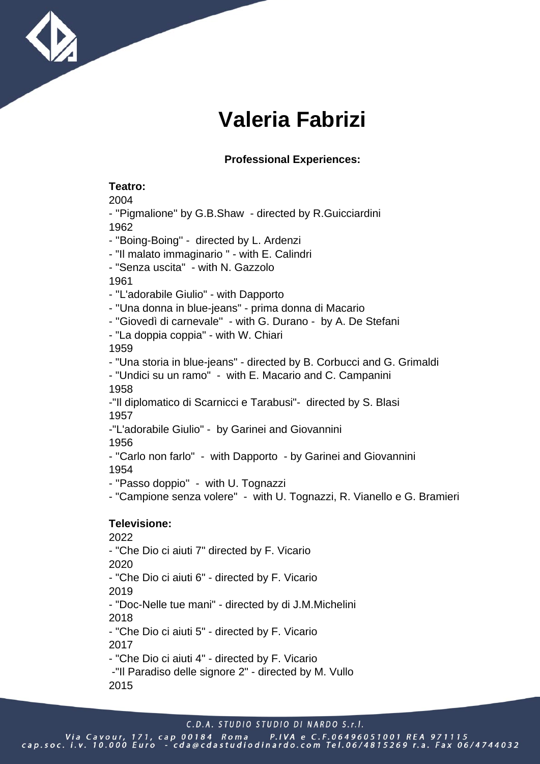# Valeria Fabrizi

**Professional Experiences:**

**Teatro:**

2004
- "Pigmalione" by G.B.Shaw - directed by R.Guicciardini

1962
- "Boing-Boing" - directed by L. Ardenzi
- "Il malato immaginario " - with E. Calindri
- "Senza uscita" - with N. Gazzolo

1961
- "L'adorabile Giulio" - with Dapporto
- "Una donna in blue-jeans" - prima donna di Macario
- "Giovedì di carnevale" - with G. Durano - by A. De Stefani
- "La doppia coppia" - with W. Chiari

1959
- "Una storia in blue-jeans" - directed by B. Corbucci and G. Grimaldi
- "Undici su un ramo" - with E. Macario and C. Campanini

1958
-"Il diplomatico di Scarnicci e Tarabusi"- directed by S. Blasi

1957
-"L'adorabile Giulio" - by Garinei and Giovannini

1956
- "Carlo non farlo" - with Dapporto - by Garinei and Giovannini

1954
- "Passo doppio" - with U. Tognazzi
- "Campione senza volere" - with U. Tognazzi, R. Vianello e G. Bramieri

**Televisione:**

2022
- "Che Dio ci aiuti 7" directed by F. Vicario

2020
- "Che Dio ci aiuti 6" - directed by F. Vicario

2019
- "Doc-Nelle tue mani" - directed by di J.M.Michelini

2018
- "Che Dio ci aiuti 5" - directed by F. Vicario

2017
- "Che Dio ci aiuti 4" - directed by F. Vicario
-"Il Paradiso delle signore 2" - directed by M. Vullo

2015

C.D.A. STUDIO STUDIO DI NARDO S.r.l.
Via Cavour, 171, cap 00184 Roma P.IVA e C.F.06496051001 REA 971115
cap.soc. i.v. 10.000 Euro - cda@cdastudiodinardo.com Tel.06/4815269 r.a. Fax 06/4744032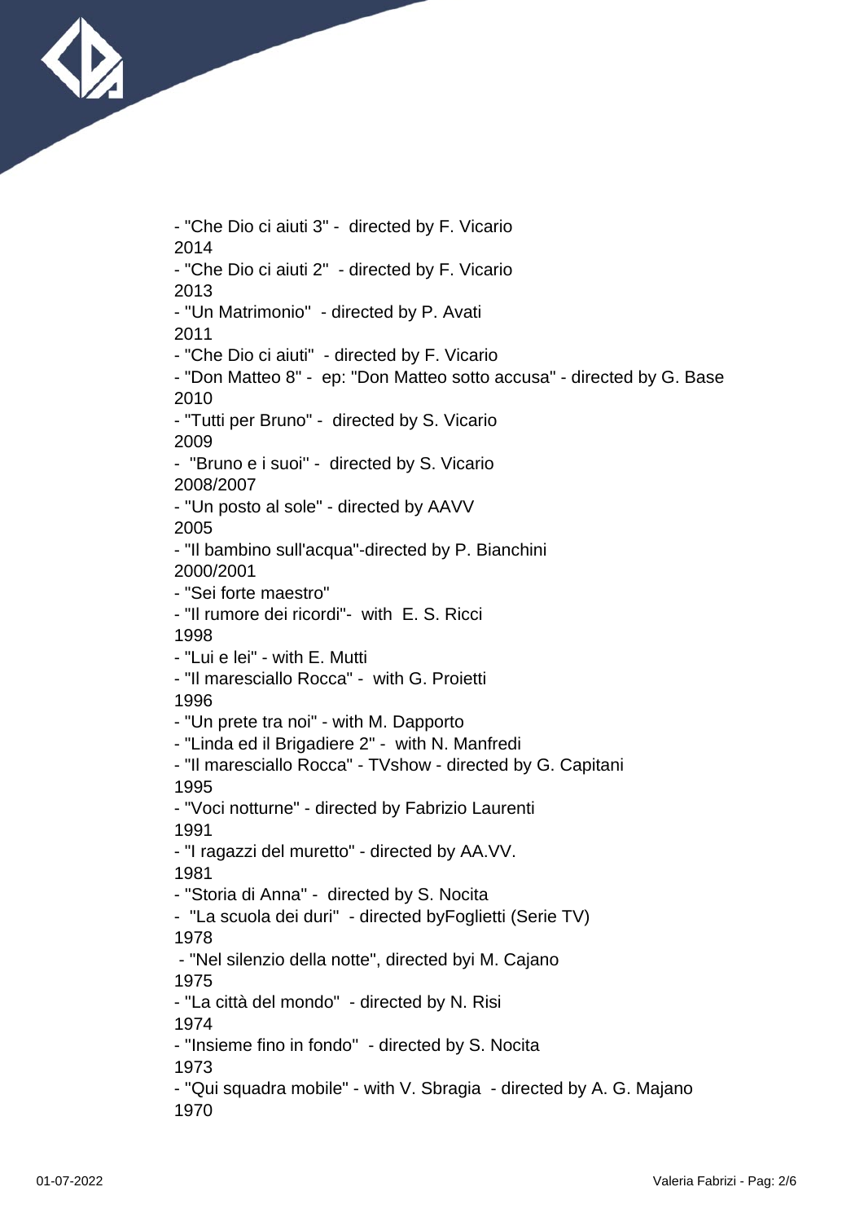- "Che Dio ci aiuti 3" -  directed by F. Vicario
2014
- "Che Dio ci aiuti 2"  - directed by F. Vicario
2013
- "Un Matrimonio"  - directed by P. Avati
2011
- "Che Dio ci aiuti"  - directed by F. Vicario
- "Don Matteo 8" -  ep: "Don Matteo sotto accusa" - directed by G. Base
2010
- "Tutti per Bruno" -  directed by S. Vicario
2009
-  "Bruno e i suoi" -  directed by S. Vicario
2008/2007
- "Un posto al sole" - directed by AAVV
2005
- "Il bambino sull'acqua"-directed by P. Bianchini
2000/2001
- "Sei forte maestro"
- "Il rumore dei ricordi"-  with  E. S. Ricci
1998
- "Lui e lei" - with E. Mutti
- "Il maresciallo Rocca" -  with G. Proietti
1996
- "Un prete tra noi" - with M. Dapporto
- "Linda ed il Brigadiere 2" -  with N. Manfredi
- "Il maresciallo Rocca" - TVshow - directed by G. Capitani
1995
- "Voci notturne" - directed by Fabrizio Laurenti
1991
- "I ragazzi del muretto" - directed by AA.VV.
1981
- "Storia di Anna" -  directed by S. Nocita
-  "La scuola dei duri"  - directed byFoglietti (Serie TV)
1978
 - "Nel silenzio della notte", directed byi M. Cajano
1975
- "La città del mondo"  - directed by N. Risi
1974
- "Insieme fino in fondo"  - directed by S. Nocita
1973
- "Qui squadra mobile" - with V. Sbragia  - directed by A. G. Majano
1970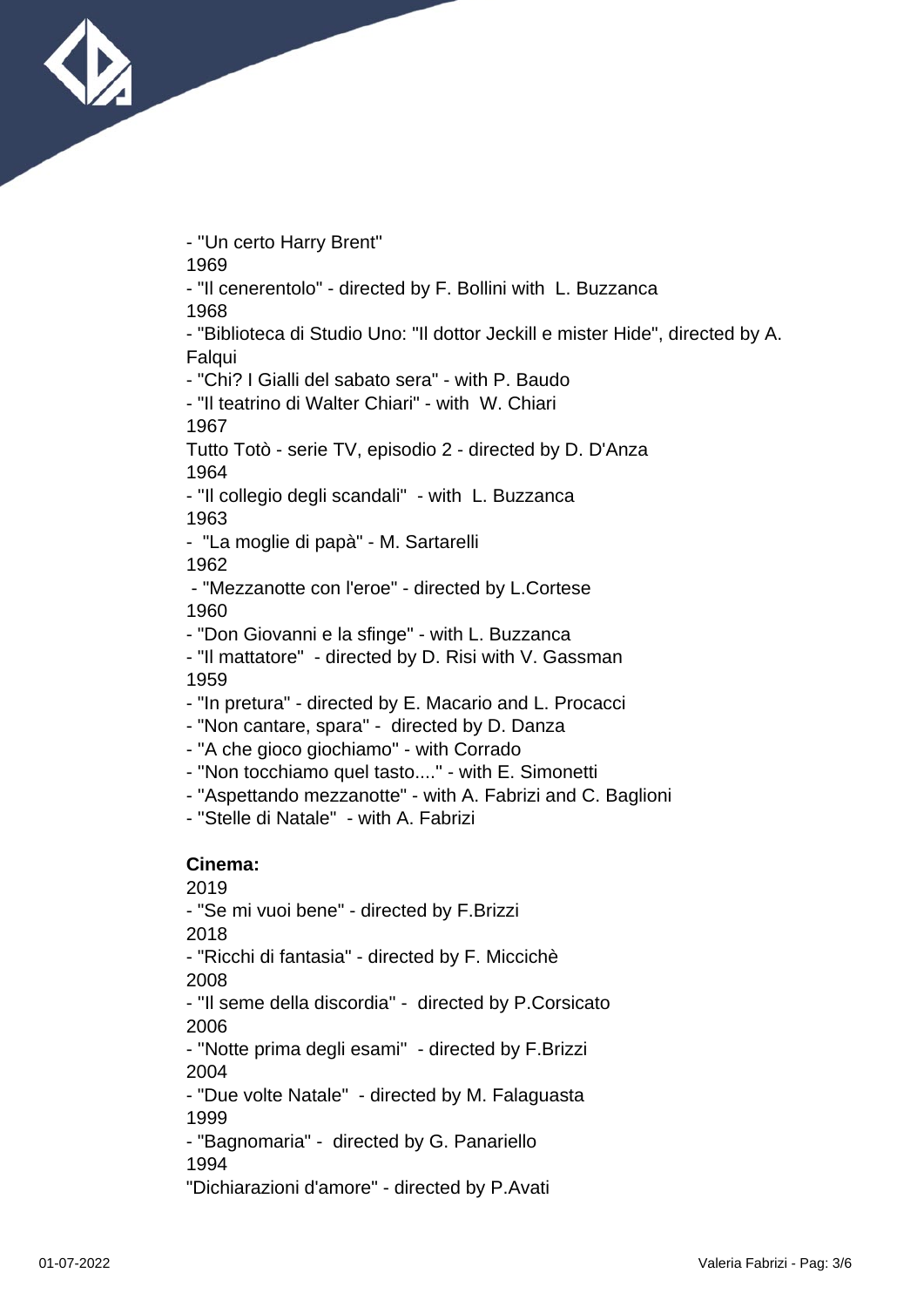- "Un certo Harry Brent"

1969

- "Il cenerentolo" - directed by F. Bollini with L. Buzzanca

1968

- "Biblioteca di Studio Uno: "Il dottor Jeckill e mister Hide", directed by A. Falqui
- "Chi? I Gialli del sabato sera" - with P. Baudo
- "Il teatrino di Walter Chiari" - with W. Chiari

1967

Tutto Totò - serie TV, episodio 2 - directed by D. D'Anza

1964

- "Il collegio degli scandali" - with L. Buzzanca

1963

- "La moglie di papà" - M. Sartarelli

1962

- "Mezzanotte con l'eroe" - directed by L.Cortese

1960

- "Don Giovanni e la sfinge" - with L. Buzzanca
- "Il mattatore" - directed by D. Risi with V. Gassman

1959

- "In pretura" - directed by E. Macario and L. Procacci
- "Non cantare, spara" - directed by D. Danza
- "A che gioco giochiamo" - with Corrado
- "Non tocchiamo quel tasto...." - with E. Simonetti
- "Aspettando mezzanotte" - with A. Fabrizi and C. Baglioni
- "Stelle di Natale" - with A. Fabrizi

**Cinema:**

2019

- "Se mi vuoi bene" - directed by F.Brizzi

2018

- "Ricchi di fantasia" - directed by F. Miccichè

2008

- "Il seme della discordia" - directed by P.Corsicato

2006

- "Notte prima degli esami" - directed by F.Brizzi

2004

- "Due volte Natale" - directed by M. Falaguasta

1999

- "Bagnomaria" - directed by G. Panariello

1994

"Dichiarazioni d'amore" - directed by P.Avati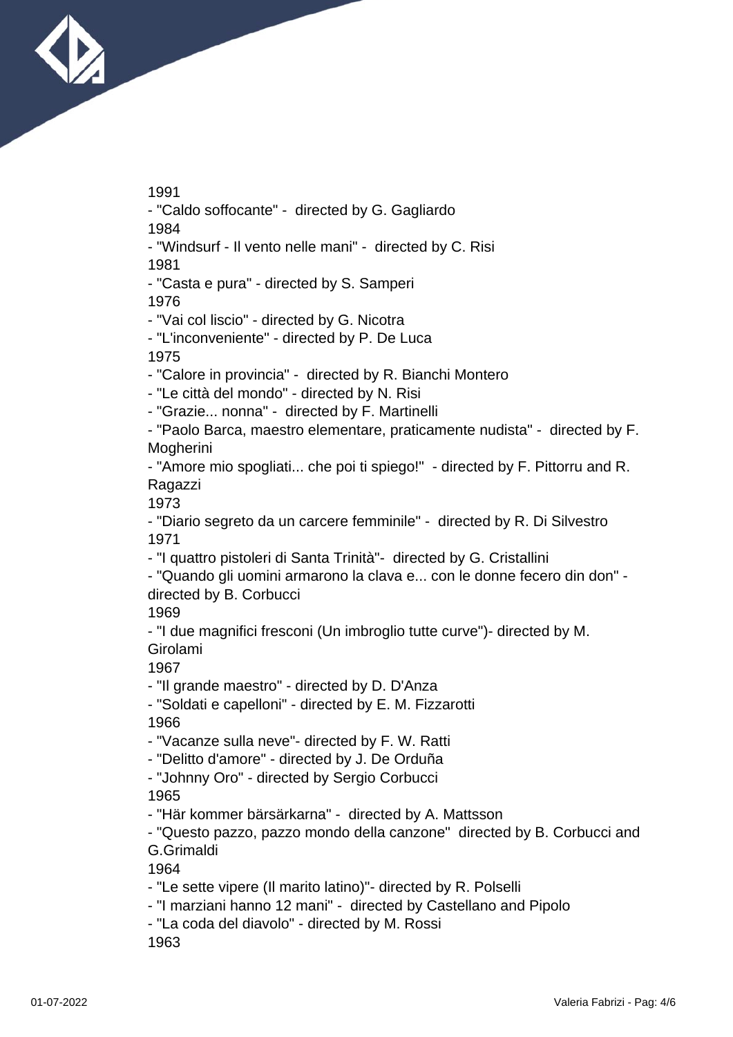1991

- "Caldo soffocante" -  directed by G. Gagliardo

1984

- "Windsurf - Il vento nelle mani" -  directed by C. Risi

1981

- "Casta e pura" - directed by S. Samperi

1976

- "Vai col liscio" - directed by G. Nicotra
- "L'inconveniente" - directed by P. De Luca

1975

- "Calore in provincia" -  directed by R. Bianchi Montero
- "Le città del mondo" - directed by N. Risi
- "Grazie... nonna" -  directed by F. Martinelli
- "Paolo Barca, maestro elementare, praticamente nudista" -  directed by F. Mogherini
- "Amore mio spogliati... che poi ti spiego!"  - directed by F. Pittorru and R. Ragazzi

1973

- "Diario segreto da un carcere femminile" -  directed by R. Di Silvestro

1971

- "I quattro pistoleri di Santa Trinità"-  directed by G. Cristallini
- "Quando gli uomini armarono la clava e... con le donne fecero din don" - directed by B. Corbucci

1969

- "I due magnifici fresconi (Un imbroglio tutte curve")- directed by M. Girolami

1967

- "Il grande maestro" - directed by D. D'Anza
- "Soldati e capelloni" - directed by E. M. Fizzarotti

1966

- "Vacanze sulla neve"- directed by F. W. Ratti
- "Delitto d'amore" - directed by J. De Orduña
- "Johnny Oro" - directed by Sergio Corbucci

1965

- "Här kommer bärsärkarna" -  directed by A. Mattsson
- "Questo pazzo, pazzo mondo della canzone"  directed by B. Corbucci and G.Grimaldi

1964

- "Le sette vipere (Il marito latino)"- directed by R. Polselli
- "I marziani hanno 12 mani" -  directed by Castellano and Pipolo
- "La coda del diavolo" - directed by M. Rossi

1963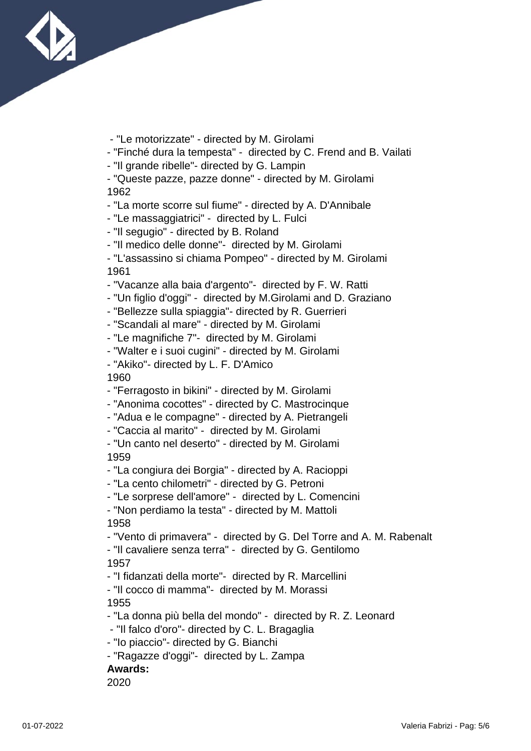- "Le motorizzate" - directed by M. Girolami
- "Finché dura la tempesta" - directed by C. Frend and B. Vailati
- "Il grande ribelle"- directed by G. Lampin
- "Queste pazze, pazze donne" - directed by M. Girolami

1962
- "La morte scorre sul fiume" - directed by A. D'Annibale
- "Le massaggiatrici" - directed by L. Fulci
- "Il segugio" - directed by B. Roland
- "Il medico delle donne"- directed by M. Girolami
- "L'assassino si chiama Pompeo" - directed by M. Girolami

1961
- "Vacanze alla baia d'argento"- directed by F. W. Ratti
- "Un figlio d'oggi" - directed by M.Girolami and D. Graziano
- "Bellezze sulla spiaggia"- directed by R. Guerrieri
- "Scandali al mare" - directed by M. Girolami
- "Le magnifiche 7"- directed by M. Girolami
- "Walter e i suoi cugini" - directed by M. Girolami
- "Akiko"- directed by L. F. D'Amico

1960
- "Ferragosto in bikini" - directed by M. Girolami
- "Anonima cocottes" - directed by C. Mastrocinque
- "Adua e le compagne" - directed by A. Pietrangeli
- "Caccia al marito" - directed by M. Girolami
- "Un canto nel deserto" - directed by M. Girolami

1959
- "La congiura dei Borgia" - directed by A. Racioppi
- "La cento chilometri" - directed by G. Petroni
- "Le sorprese dell'amore" - directed by L. Comencini
- "Non perdiamo la testa" - directed by M. Mattoli

1958
- "Vento di primavera" - directed by G. Del Torre and A. M. Rabenalt
- "Il cavaliere senza terra" - directed by G. Gentilomo

1957
- "I fidanzati della morte"- directed by R. Marcellini
- "Il cocco di mamma"- directed by M. Morassi

1955
- "La donna più bella del mondo" - directed by R. Z. Leonard
- "Il falco d'oro"- directed by C. L. Bragaglia
- "Io piaccio"- directed by G. Bianchi
- "Ragazze d'oggi"- directed by L. Zampa

**Awards:**

2020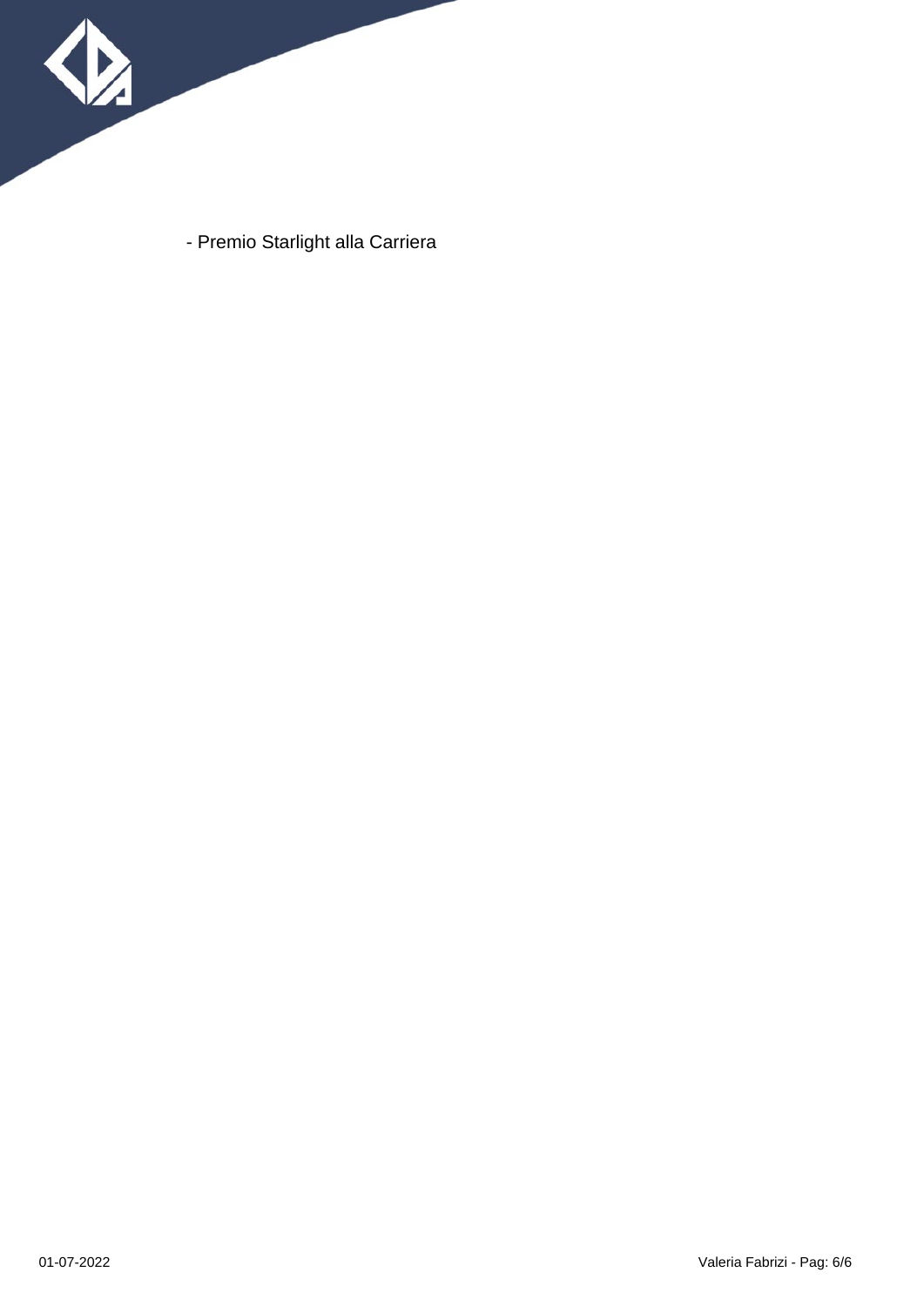- Premio Starlight alla Carriera